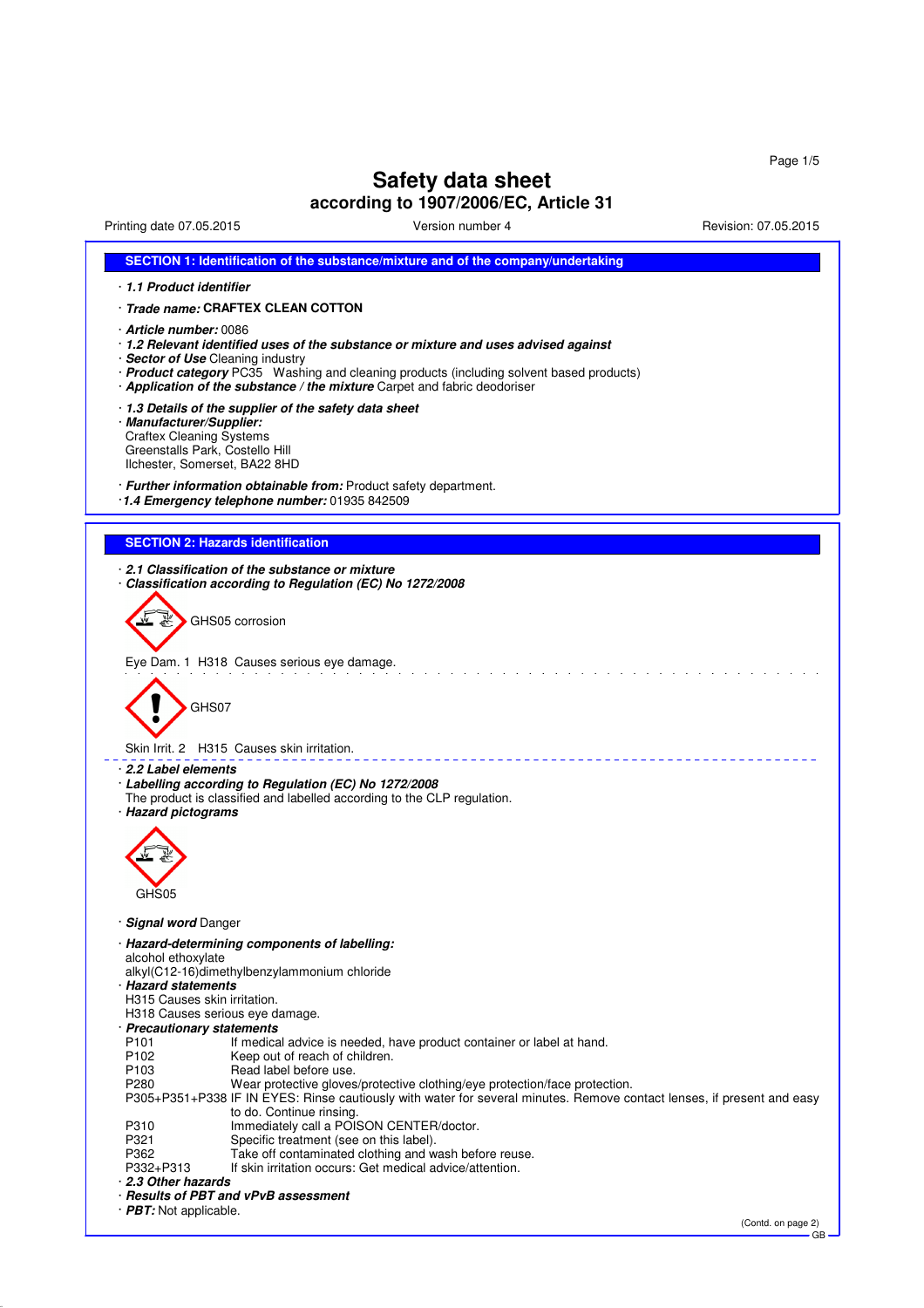# Safety data sheet

## according to 1907/2006/EC, Article 31

Printing date 07.05.2015 Version number 4 Revision: 07.05.2015

## SECTION 1: Identification of the substance/mixture and of the company/undertaking

· ***1.1 Product identifier***

· ***Trade name:*** **CRAFTEX CLEAN COTTON**

· ***Article number:*** 0086
· ***1.2 Relevant identified uses of the substance or mixture and uses advised against***
· ***Sector of Use*** Cleaning industry
· ***Product category*** PC35 Washing and cleaning products (including solvent based products)
· ***Application of the substance / the mixture*** Carpet and fabric deodoriser

· ***1.3 Details of the supplier of the safety data sheet***
· ***Manufacturer/Supplier:***
Craftex Cleaning Systems
Greenstalls Park, Costello Hill
Ilchester, Somerset, BA22 8HD

· ***Further information obtainable from:*** Product safety department.
· ***1.4 Emergency telephone number:*** 01935 842509

## SECTION 2: Hazards identification

· ***2.1 Classification of the substance or mixture***
· ***Classification according to Regulation (EC) No 1272/2008***

GHS05 corrosion

Eye Dam. 1 H318 Causes serious eye damage.

GHS07

Skin Irrit. 2 H315 Causes skin irritation.

· ***2.2 Label elements***
· ***Labelling according to Regulation (EC) No 1272/2008***
The product is classified and labelled according to the CLP regulation.
· ***Hazard pictograms***

GHS05

· ***Signal word*** Danger

· ***Hazard-determining components of labelling:***
alcohol ethoxylate
alkyl(C12-16)dimethylbenzylammonium chloride
· ***Hazard statements***
H315 Causes skin irritation.
H318 Causes serious eye damage.
· ***Precautionary statements***

| | |
|---|---|
| P101 | If medical advice is needed, have product container or label at hand. |
| P102 | Keep out of reach of children. |
| P103 | Read label before use. |
| P280 | Wear protective gloves/protective clothing/eye protection/face protection. |
| P305+P351+P338 | IF IN EYES: Rinse cautiously with water for several minutes. Remove contact lenses, if present and easy to do. Continue rinsing. |
| P310 | Immediately call a POISON CENTER/doctor. |
| P321 | Specific treatment (see on this label). |
| P362 | Take off contaminated clothing and wash before reuse. |
| P332+P313 | If skin irritation occurs: Get medical advice/attention. |

· ***2.3 Other hazards***
· ***Results of PBT and vPvB assessment***
· ***PBT:*** Not applicable.

(Contd. on page 2)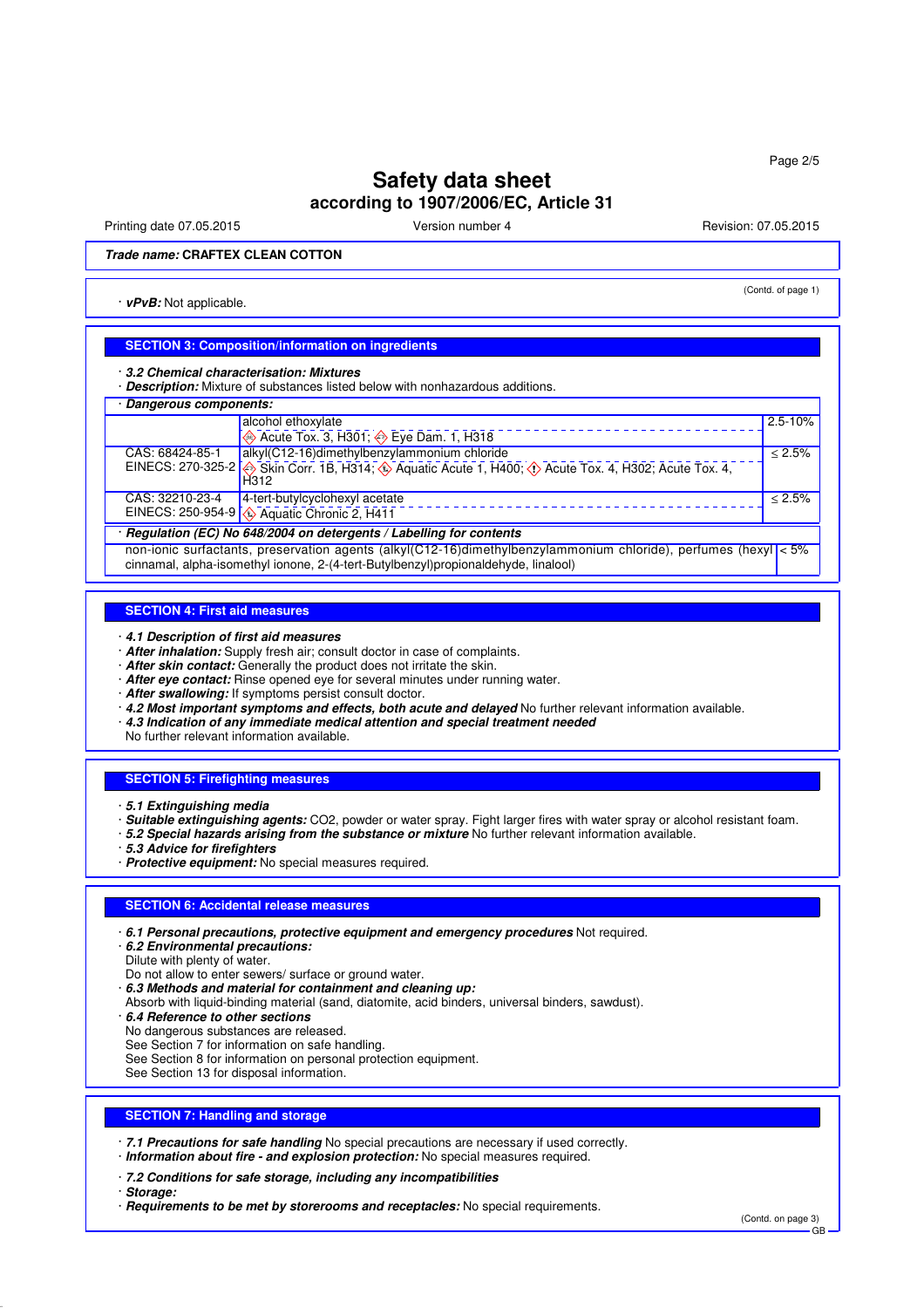# Safety data sheet
## according to 1907/2006/EC, Article 31

Printing date 07.05.2015 | Version number 4 | Revision: 07.05.2015

**Trade name: CRAFTEX CLEAN COTTON**

(Contd. of page 1)

· ***vPvB:*** Not applicable.

## SECTION 3: Composition/information on ingredients

· ***3.2 Chemical characterisation: Mixtures***
· ***Description:*** Mixture of substances listed below with nonhazardous additions.

· ***Dangerous components:***

| | | |
|---|---|---|
| | alcohol ethoxylate<br>Acute Tox. 3, H301; Eye Dam. 1, H318 | 2.5-10% |
| CAS: 68424-85-1<br>EINECS: 270-325-2 | alkyl(C12-16)dimethylbenzylammonium chloride<br>Skin Corr. 1B, H314; Aquatic Acute 1, H400; Acute Tox. 4, H302; Acute Tox. 4, H312 | ≤ 2.5% |
| CAS: 32210-23-4<br>EINECS: 250-954-9 | 4-tert-butylcyclohexyl acetate<br>Aquatic Chronic 2, H411 | ≤ 2.5% |

· ***Regulation (EC) No 648/2004 on detergents / Labelling for contents***

| | |
|---|---|
| non-ionic surfactants, preservation agents (alkyl(C12-16)dimethylbenzylammonium chloride), perfumes (hexyl cinnamal, alpha-isomethyl ionone, 2-(4-tert-Butylbenzyl)propionaldehyde, linalool) | < 5% |

## SECTION 4: First aid measures

· ***4.1 Description of first aid measures***
· ***After inhalation:*** Supply fresh air; consult doctor in case of complaints.
· ***After skin contact:*** Generally the product does not irritate the skin.
· ***After eye contact:*** Rinse opened eye for several minutes under running water.
· ***After swallowing:*** If symptoms persist consult doctor.
· ***4.2 Most important symptoms and effects, both acute and delayed*** No further relevant information available.
· ***4.3 Indication of any immediate medical attention and special treatment needed***
No further relevant information available.

## SECTION 5: Firefighting measures

· ***5.1 Extinguishing media***
· ***Suitable extinguishing agents:*** CO2, powder or water spray. Fight larger fires with water spray or alcohol resistant foam.
· ***5.2 Special hazards arising from the substance or mixture*** No further relevant information available.
· ***5.3 Advice for firefighters***
· ***Protective equipment:*** No special measures required.

## SECTION 6: Accidental release measures

· ***6.1 Personal precautions, protective equipment and emergency procedures*** Not required.
· ***6.2 Environmental precautions:***
Dilute with plenty of water.
Do not allow to enter sewers/ surface or ground water.
· ***6.3 Methods and material for containment and cleaning up:***
Absorb with liquid-binding material (sand, diatomite, acid binders, universal binders, sawdust).
· ***6.4 Reference to other sections***
No dangerous substances are released.
See Section 7 for information on safe handling.
See Section 8 for information on personal protection equipment.
See Section 13 for disposal information.

## SECTION 7: Handling and storage

· ***7.1 Precautions for safe handling*** No special precautions are necessary if used correctly.
· ***Information about fire - and explosion protection:*** No special measures required.

· ***7.2 Conditions for safe storage, including any incompatibilities***
· ***Storage:***
· ***Requirements to be met by storerooms and receptacles:*** No special requirements.

(Contd. on page 3)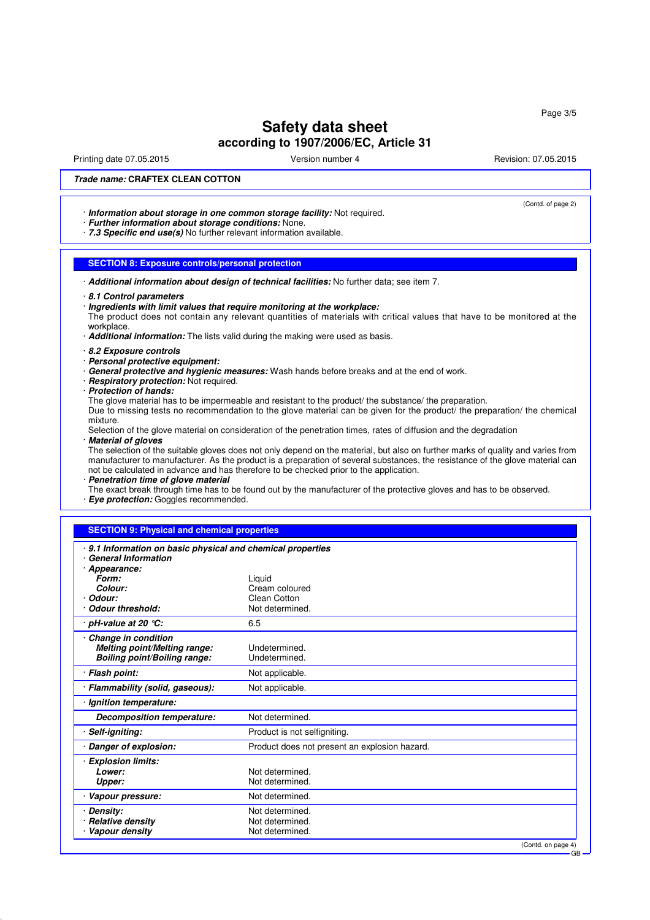**Safety data sheet**
**according to 1907/2006/EC, Article 31**

Printing date 07.05.2015 | Version number 4 | Revision: 07.05.2015

***Trade name:* CRAFTEX CLEAN COTTON**

(Contd. of page 2)

· ***Information about storage in one common storage facility:*** Not required.
· ***Further information about storage conditions:*** None.
· ***7.3 Specific end use(s)*** No further relevant information available.

## SECTION 8: Exposure controls/personal protection

· ***Additional information about design of technical facilities:*** No further data; see item 7.

· ***8.1 Control parameters***
· ***Ingredients with limit values that require monitoring at the workplace:***
The product does not contain any relevant quantities of materials with critical values that have to be monitored at the workplace.
· ***Additional information:*** The lists valid during the making were used as basis.

· ***8.2 Exposure controls***
· ***Personal protective equipment:***
· ***General protective and hygienic measures:*** Wash hands before breaks and at the end of work.
· ***Respiratory protection:*** Not required.
· ***Protection of hands:***
The glove material has to be impermeable and resistant to the product/ the substance/ the preparation.
Due to missing tests no recommendation to the glove material can be given for the product/ the preparation/ the chemical mixture.
Selection of the glove material on consideration of the penetration times, rates of diffusion and the degradation
· ***Material of gloves***
The selection of the suitable gloves does not only depend on the material, but also on further marks of quality and varies from manufacturer to manufacturer. As the product is a preparation of several substances, the resistance of the glove material can not be calculated in advance and has therefore to be checked prior to the application.
· ***Penetration time of glove material***
The exact break through time has to be found out by the manufacturer of the protective gloves and has to be observed.
· ***Eye protection:*** Goggles recommended.

## SECTION 9: Physical and chemical properties

· ***9.1 Information on basic physical and chemical properties***
· ***General Information***

| | |
|---|---|
| · ***Appearance:*** | |
| ***Form:*** | Liquid |
| ***Colour:*** | Cream coloured |
| · ***Odour:*** | Clean Cotton |
| · ***Odour threshold:*** | Not determined. |
| · ***pH-value at 20 °C:*** | 6.5 |
| · ***Change in condition*** | |
| ***Melting point/Melting range:*** | Undetermined. |
| ***Boiling point/Boiling range:*** | Undetermined. |
| · ***Flash point:*** | Not applicable. |
| · ***Flammability (solid, gaseous):*** | Not applicable. |
| · ***Ignition temperature:*** | |
| ***Decomposition temperature:*** | Not determined. |
| · ***Self-igniting:*** | Product is not selfigniting. |
| · ***Danger of explosion:*** | Product does not present an explosion hazard. |
| · ***Explosion limits:*** | |
| ***Lower:*** | Not determined. |
| ***Upper:*** | Not determined. |
| · ***Vapour pressure:*** | Not determined. |
| · ***Density:*** | Not determined. |
| · ***Relative density*** | Not determined. |
| · ***Vapour density*** | Not determined. |

(Contd. on page 4)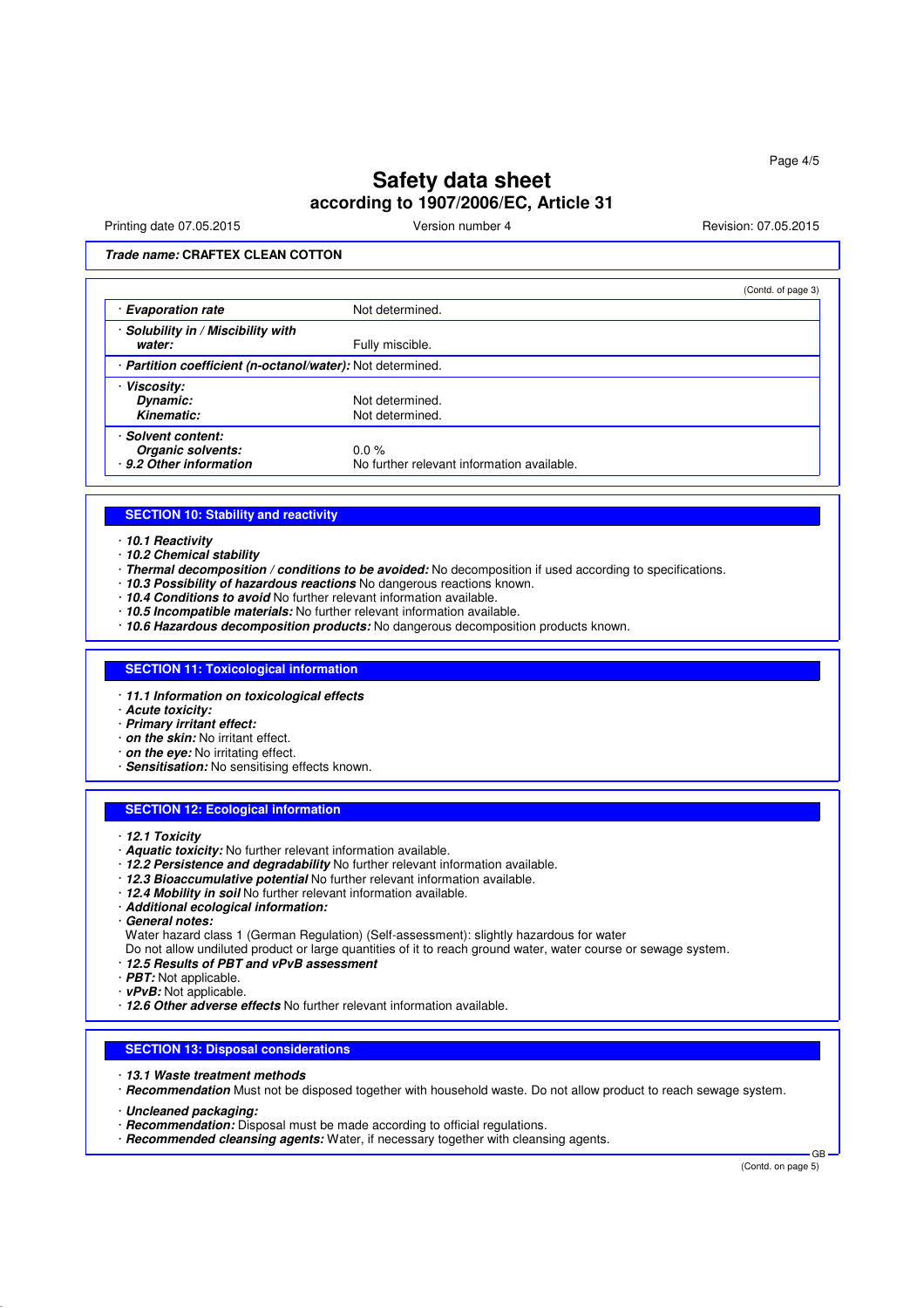# Safety data sheet
## according to 1907/2006/EC, Article 31

Printing date 07.05.2015 | Version number 4 | Revision: 07.05.2015

**Trade name: CRAFTEX CLEAN COTTON**

(Contd. of page 3)

| | |
|---|---|
| · ***Evaporation rate*** | Not determined. |
| · ***Solubility in / Miscibility with water:*** | Fully miscible. |
| · ***Partition coefficient (n-octanol/water):*** | Not determined. |
| · ***Viscosity:*** | |
| ***Dynamic:*** | Not determined. |
| ***Kinematic:*** | Not determined. |
| · ***Solvent content:*** | |
| ***Organic solvents:*** | 0.0 % |
| · ***9.2 Other information*** | No further relevant information available. |

## SECTION 10: Stability and reactivity

· ***10.1 Reactivity***
· ***10.2 Chemical stability***
· ***Thermal decomposition / conditions to be avoided:*** No decomposition if used according to specifications.
· ***10.3 Possibility of hazardous reactions*** No dangerous reactions known.
· ***10.4 Conditions to avoid*** No further relevant information available.
· ***10.5 Incompatible materials:*** No further relevant information available.
· ***10.6 Hazardous decomposition products:*** No dangerous decomposition products known.

## SECTION 11: Toxicological information

· ***11.1 Information on toxicological effects***
· ***Acute toxicity:***
· ***Primary irritant effect:***
· ***on the skin:*** No irritant effect.
· ***on the eye:*** No irritating effect.
· ***Sensitisation:*** No sensitising effects known.

## SECTION 12: Ecological information

· ***12.1 Toxicity***
· ***Aquatic toxicity:*** No further relevant information available.
· ***12.2 Persistence and degradability*** No further relevant information available.
· ***12.3 Bioaccumulative potential*** No further relevant information available.
· ***12.4 Mobility in soil*** No further relevant information available.
· ***Additional ecological information:***
· ***General notes:***
Water hazard class 1 (German Regulation) (Self-assessment): slightly hazardous for water
Do not allow undiluted product or large quantities of it to reach ground water, water course or sewage system.
· ***12.5 Results of PBT and vPvB assessment***
· ***PBT:*** Not applicable.
· ***vPvB:*** Not applicable.
· ***12.6 Other adverse effects*** No further relevant information available.

## SECTION 13: Disposal considerations

· ***13.1 Waste treatment methods***
· ***Recommendation*** Must not be disposed together with household waste. Do not allow product to reach sewage system.

· ***Uncleaned packaging:***
· ***Recommendation:*** Disposal must be made according to official regulations.
· ***Recommended cleansing agents:*** Water, if necessary together with cleansing agents.

(Contd. on page 5)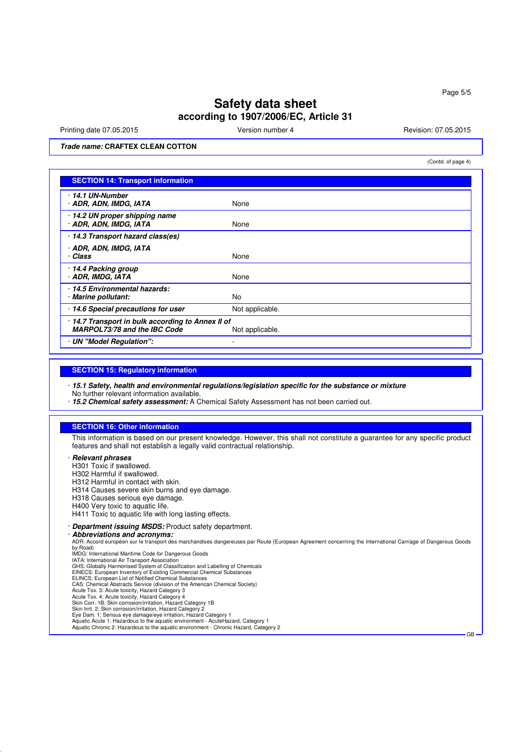# Safety data sheet

## according to 1907/2006/EC, Article 31

Printing date 07.05.2015 | Version number 4 | Revision: 07.05.2015

***Trade name:*** **CRAFTEX CLEAN COTTON**

(Contd. of page 4)

## SECTION 14: Transport information

| | |
|---|---|
| · ***14.1 UN-Number*** · ***ADR, ADN, IMDG, IATA*** | None |
| · ***14.2 UN proper shipping name*** · ***ADR, ADN, IMDG, IATA*** | None |
| · ***14.3 Transport hazard class(es)*** | |
| · ***ADR, ADN, IMDG, IATA*** · ***Class*** | None |
| · ***14.4 Packing group*** · ***ADR, IMDG, IATA*** | None |
| · ***14.5 Environmental hazards:*** · ***Marine pollutant:*** | No |
| · ***14.6 Special precautions for user*** | Not applicable. |
| · ***14.7 Transport in bulk according to Annex II of MARPOL73/78 and the IBC Code*** | Not applicable. |
| · ***UN "Model Regulation":*** | - |

## SECTION 15: Regulatory information

· ***15.1 Safety, health and environmental regulations/legislation specific for the substance or mixture***
No further relevant information available.
· ***15.2 Chemical safety assessment:*** A Chemical Safety Assessment has not been carried out.

## SECTION 16: Other information

This information is based on our present knowledge. However, this shall not constitute a guarantee for any specific product features and shall not establish a legally valid contractual relationship.

· ***Relevant phrases***
H301 Toxic if swallowed.
H302 Harmful if swallowed.
H312 Harmful in contact with skin.
H314 Causes severe skin burns and eye damage.
H318 Causes serious eye damage.
H400 Very toxic to aquatic life.
H411 Toxic to aquatic life with long lasting effects.

· ***Department issuing MSDS:*** Product safety department.
· ***Abbreviations and acronyms:***
ADR: Accord européen sur le transport des marchandises dangereuses par Route (European Agreement concerning the International Carriage of Dangerous Goods by Road)
IMDG: International Maritime Code for Dangerous Goods
IATA: International Air Transport Association
GHS: Globally Harmonised System of Classification and Labelling of Chemicals
EINECS: European Inventory of Existing Commercial Chemical Substances
ELINCS: European List of Notified Chemical Substances
CAS: Chemical Abstracts Service (division of the American Chemical Society)
Acute Tox. 3: Acute toxicity, Hazard Category 3
Acute Tox. 4: Acute toxicity, Hazard Category 4
Skin Corr. 1B: Skin corrosion/irritation, Hazard Category 1B
Skin Irrit. 2: Skin corrosion/irritation, Hazard Category 2
Eye Dam. 1: Serious eye damage/eye irritation, Hazard Category 1
Aquatic Acute 1: Hazardous to the aquatic environment - AcuteHazard, Category 1
Aquatic Chronic 2: Hazardous to the aquatic environment - Chronic Hazard, Category 2